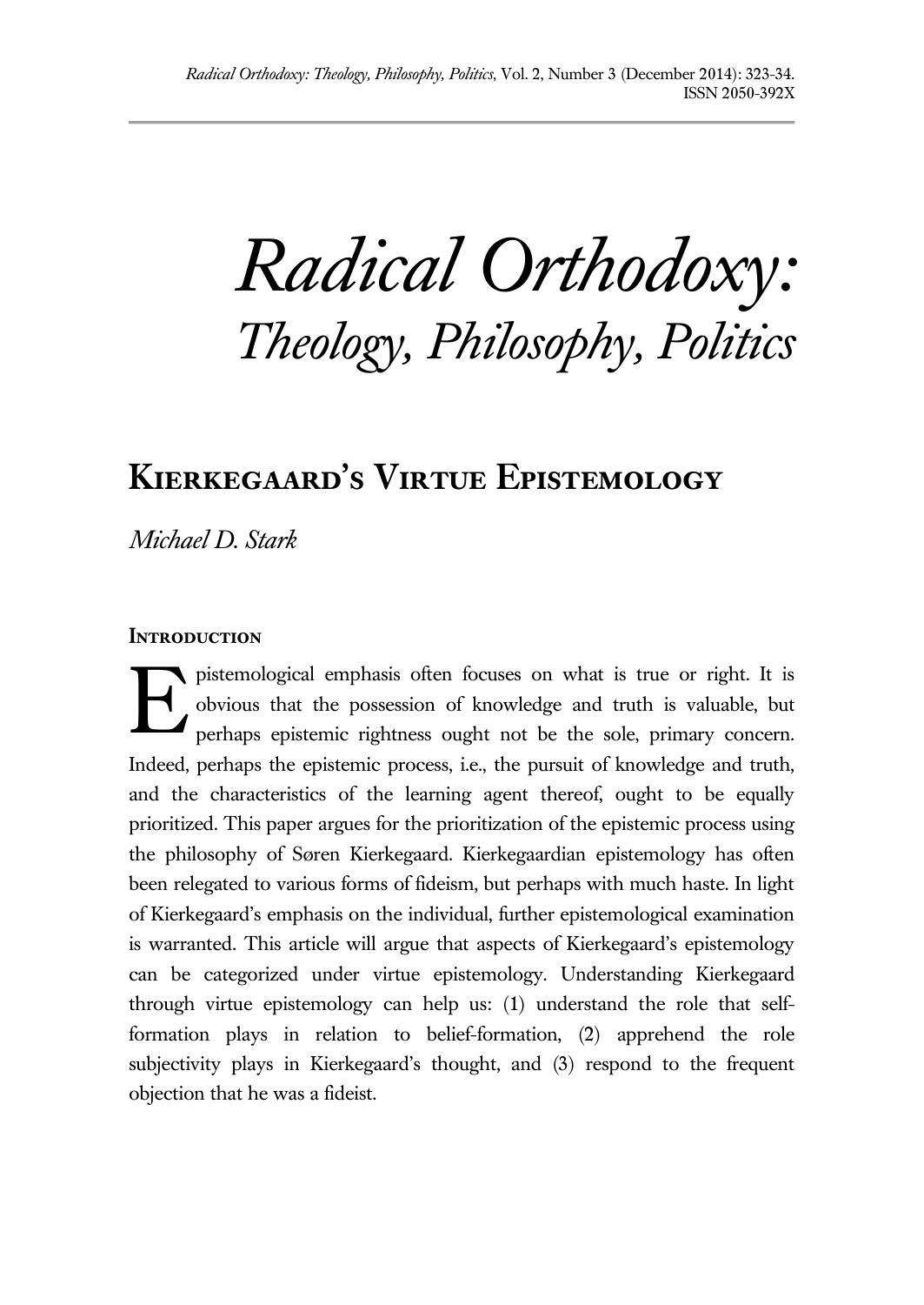# Radical Orthodoxy: Theology, Philosophy, Politics

## Kierkegaard's Virtue Epistemology

*Michael D. Stark*

### Introduction

Epistemological emphasis often focuses on what is true or right. It is obvious that the possession of knowledge and truth is valuable, but perhaps epistemic rightness ought not be the sole, primary concern. Indeed, perhaps the epistemic process, i.e., the pursuit of knowledge and truth, and the characteristics of the learning agent thereof, ought to be equally prioritized. This paper argues for the prioritization of the epistemic process using the philosophy of Søren Kierkegaard. Kierkegaardian epistemology has often been relegated to various forms of fideism, but perhaps with much haste. In light of Kierkegaard's emphasis on the individual, further epistemological examination is warranted. This article will argue that aspects of Kierkegaard's epistemology can be categorized under virtue epistemology. Understanding Kierkegaard through virtue epistemology can help us: (1) understand the role that self-formation plays in relation to belief-formation, (2) apprehend the role subjectivity plays in Kierkegaard's thought, and (3) respond to the frequent objection that he was a fideist.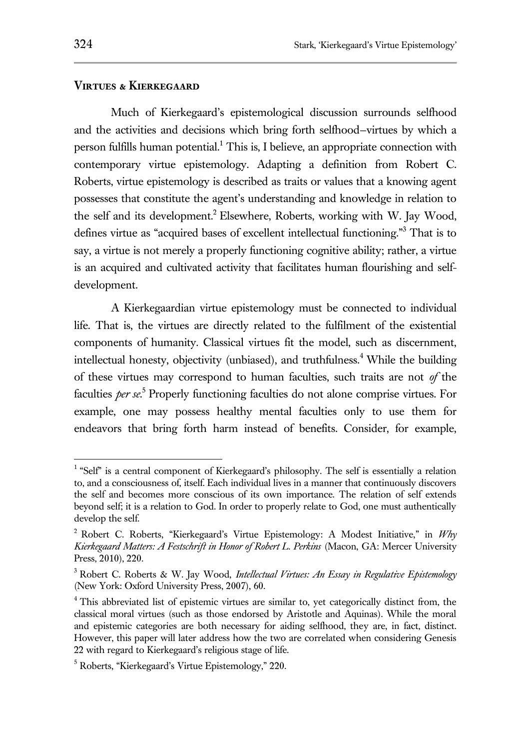## VIRTUES & KIERKEGAARD

Much of Kierkegaard's epistemological discussion surrounds selfhood and the activities and decisions which bring forth selfhood–virtues by which a person fulfills human potential.[1] This is, I believe, an appropriate connection with contemporary virtue epistemology. Adapting a definition from Robert C. Roberts, virtue epistemology is described as traits or values that a knowing agent possesses that constitute the agent's understanding and knowledge in relation to the self and its development.[2] Elsewhere, Roberts, working with W. Jay Wood, defines virtue as "acquired bases of excellent intellectual functioning."[3] That is to say, a virtue is not merely a properly functioning cognitive ability; rather, a virtue is an acquired and cultivated activity that facilitates human flourishing and self-development.

A Kierkegaardian virtue epistemology must be connected to individual life. That is, the virtues are directly related to the fulfilment of the existential components of humanity. Classical virtues fit the model, such as discernment, intellectual honesty, objectivity (unbiased), and truthfulness.[4] While the building of these virtues may correspond to human faculties, such traits are not *of* the faculties *per se*.[5] Properly functioning faculties do not alone comprise virtues. For example, one may possess healthy mental faculties only to use them for endeavors that bring forth harm instead of benefits. Consider, for example,

---

[1] "Self" is a central component of Kierkegaard's philosophy. The self is essentially a relation to, and a consciousness of, itself. Each individual lives in a manner that continuously discovers the self and becomes more conscious of its own importance. The relation of self extends beyond self; it is a relation to God. In order to properly relate to God, one must authentically develop the self.

[2] Robert C. Roberts, "Kierkegaard's Virtue Epistemology: A Modest Initiative," in *Why Kierkegaard Matters: A Festschrift in Honor of Robert L. Perkins* (Macon, GA: Mercer University Press, 2010), 220.

[3] Robert C. Roberts & W. Jay Wood, *Intellectual Virtues: An Essay in Regulative Epistemology* (New York: Oxford University Press, 2007), 60.

[4] This abbreviated list of epistemic virtues are similar to, yet categorically distinct from, the classical moral virtues (such as those endorsed by Aristotle and Aquinas). While the moral and epistemic categories are both necessary for aiding selfhood, they are, in fact, distinct. However, this paper will later address how the two are correlated when considering Genesis 22 with regard to Kierkegaard's religious stage of life.

[5] Roberts, "Kierkegaard's Virtue Epistemology," 220.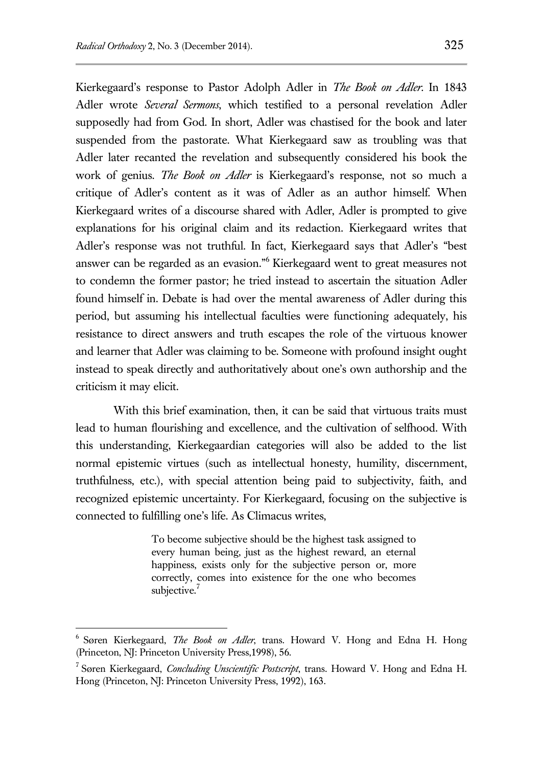Kierkegaard's response to Pastor Adolph Adler in *The Book on Adler*. In 1843 Adler wrote *Several Sermons*, which testified to a personal revelation Adler supposedly had from God. In short, Adler was chastised for the book and later suspended from the pastorate. What Kierkegaard saw as troubling was that Adler later recanted the revelation and subsequently considered his book the work of genius. *The Book on Adler* is Kierkegaard's response, not so much a critique of Adler's content as it was of Adler as an author himself. When Kierkegaard writes of a discourse shared with Adler, Adler is prompted to give explanations for his original claim and its redaction. Kierkegaard writes that Adler's response was not truthful. In fact, Kierkegaard says that Adler's "best answer can be regarded as an evasion."[6] Kierkegaard went to great measures not to condemn the former pastor; he tried instead to ascertain the situation Adler found himself in. Debate is had over the mental awareness of Adler during this period, but assuming his intellectual faculties were functioning adequately, his resistance to direct answers and truth escapes the role of the virtuous knower and learner that Adler was claiming to be. Someone with profound insight ought instead to speak directly and authoritatively about one's own authorship and the criticism it may elicit.

With this brief examination, then, it can be said that virtuous traits must lead to human flourishing and excellence, and the cultivation of selfhood. With this understanding, Kierkegaardian categories will also be added to the list normal epistemic virtues (such as intellectual honesty, humility, discernment, truthfulness, etc.), with special attention being paid to subjectivity, faith, and recognized epistemic uncertainty. For Kierkegaard, focusing on the subjective is connected to fulfilling one's life. As Climacus writes,

> To become subjective should be the highest task assigned to every human being, just as the highest reward, an eternal happiness, exists only for the subjective person or, more correctly, comes into existence for the one who becomes subjective.[7]

---

[6] Søren Kierkegaard, *The Book on Adler*, trans. Howard V. Hong and Edna H. Hong (Princeton, NJ: Princeton University Press,1998), 56.

[7] Søren Kierkegaard, *Concluding Unscientific Postscript*, trans. Howard V. Hong and Edna H. Hong (Princeton, NJ: Princeton University Press, 1992), 163.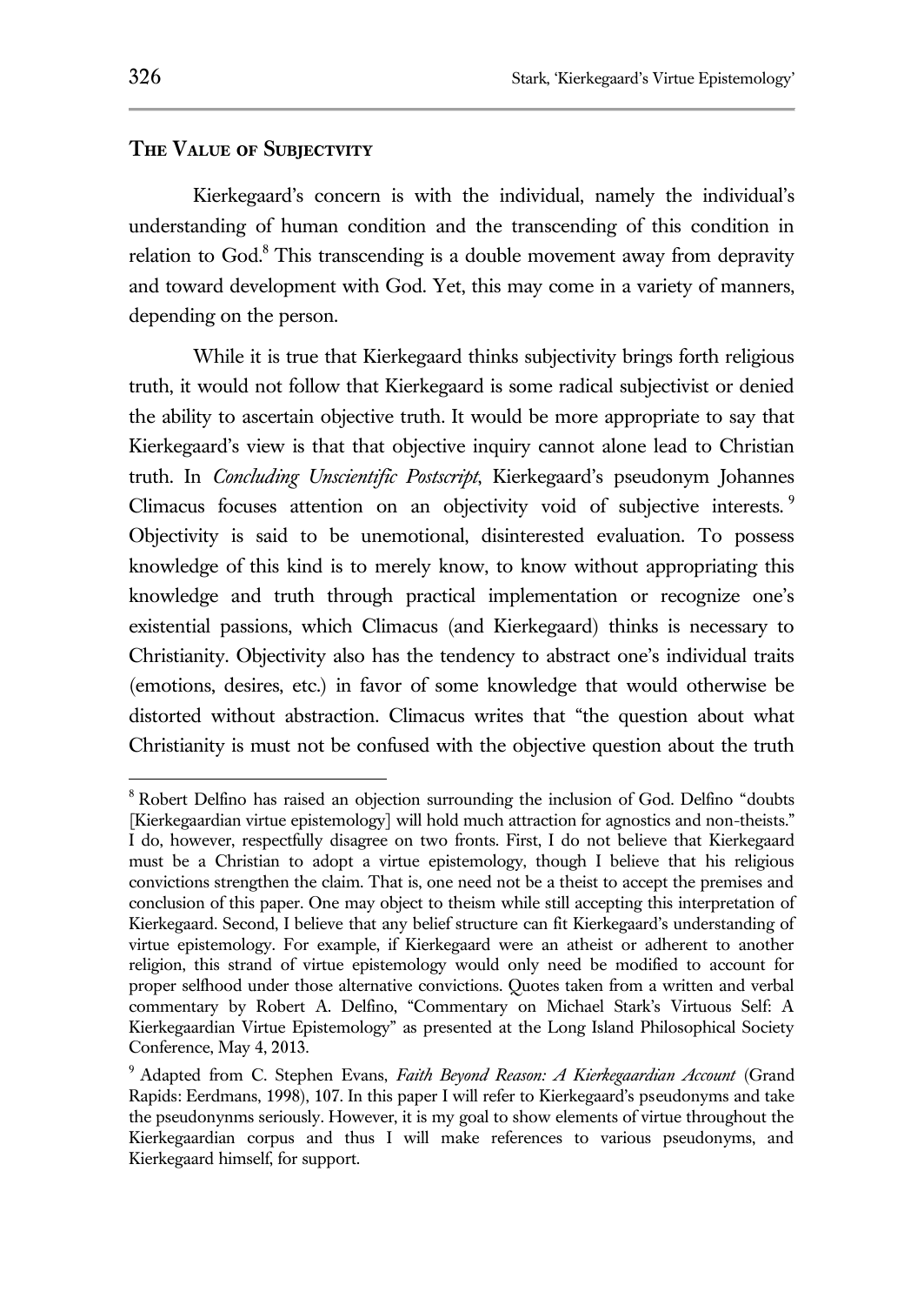## The Value of Subjectvity

Kierkegaard's concern is with the individual, namely the individual's understanding of human condition and the transcending of this condition in relation to God.[8] This transcending is a double movement away from depravity and toward development with God. Yet, this may come in a variety of manners, depending on the person.

While it is true that Kierkegaard thinks subjectivity brings forth religious truth, it would not follow that Kierkegaard is some radical subjectivist or denied the ability to ascertain objective truth. It would be more appropriate to say that Kierkegaard's view is that that objective inquiry cannot alone lead to Christian truth. In *Concluding Unscientific Postscript*, Kierkegaard's pseudonym Johannes Climacus focuses attention on an objectivity void of subjective interests.[9] Objectivity is said to be unemotional, disinterested evaluation. To possess knowledge of this kind is to merely know, to know without appropriating this knowledge and truth through practical implementation or recognize one's existential passions, which Climacus (and Kierkegaard) thinks is necessary to Christianity. Objectivity also has the tendency to abstract one's individual traits (emotions, desires, etc.) in favor of some knowledge that would otherwise be distorted without abstraction. Climacus writes that "the question about what Christianity is must not be confused with the objective question about the truth

---

[8] Robert Delfino has raised an objection surrounding the inclusion of God. Delfino "doubts [Kierkegaardian virtue epistemology] will hold much attraction for agnostics and non-theists." I do, however, respectfully disagree on two fronts. First, I do not believe that Kierkegaard must be a Christian to adopt a virtue epistemology, though I believe that his religious convictions strengthen the claim. That is, one need not be a theist to accept the premises and conclusion of this paper. One may object to theism while still accepting this interpretation of Kierkegaard. Second, I believe that any belief structure can fit Kierkegaard's understanding of virtue epistemology. For example, if Kierkegaard were an atheist or adherent to another religion, this strand of virtue epistemology would only need be modified to account for proper selfhood under those alternative convictions. Quotes taken from a written and verbal commentary by Robert A. Delfino, "Commentary on Michael Stark's Virtuous Self: A Kierkegaardian Virtue Epistemology" as presented at the Long Island Philosophical Society Conference, May 4, 2013.

[9] Adapted from C. Stephen Evans, *Faith Beyond Reason: A Kierkegaardian Account* (Grand Rapids: Eerdmans, 1998), 107. In this paper I will refer to Kierkegaard's pseudonyms and take the pseudonynms seriously. However, it is my goal to show elements of virtue throughout the Kierkegaardian corpus and thus I will make references to various pseudonyms, and Kierkegaard himself, for support.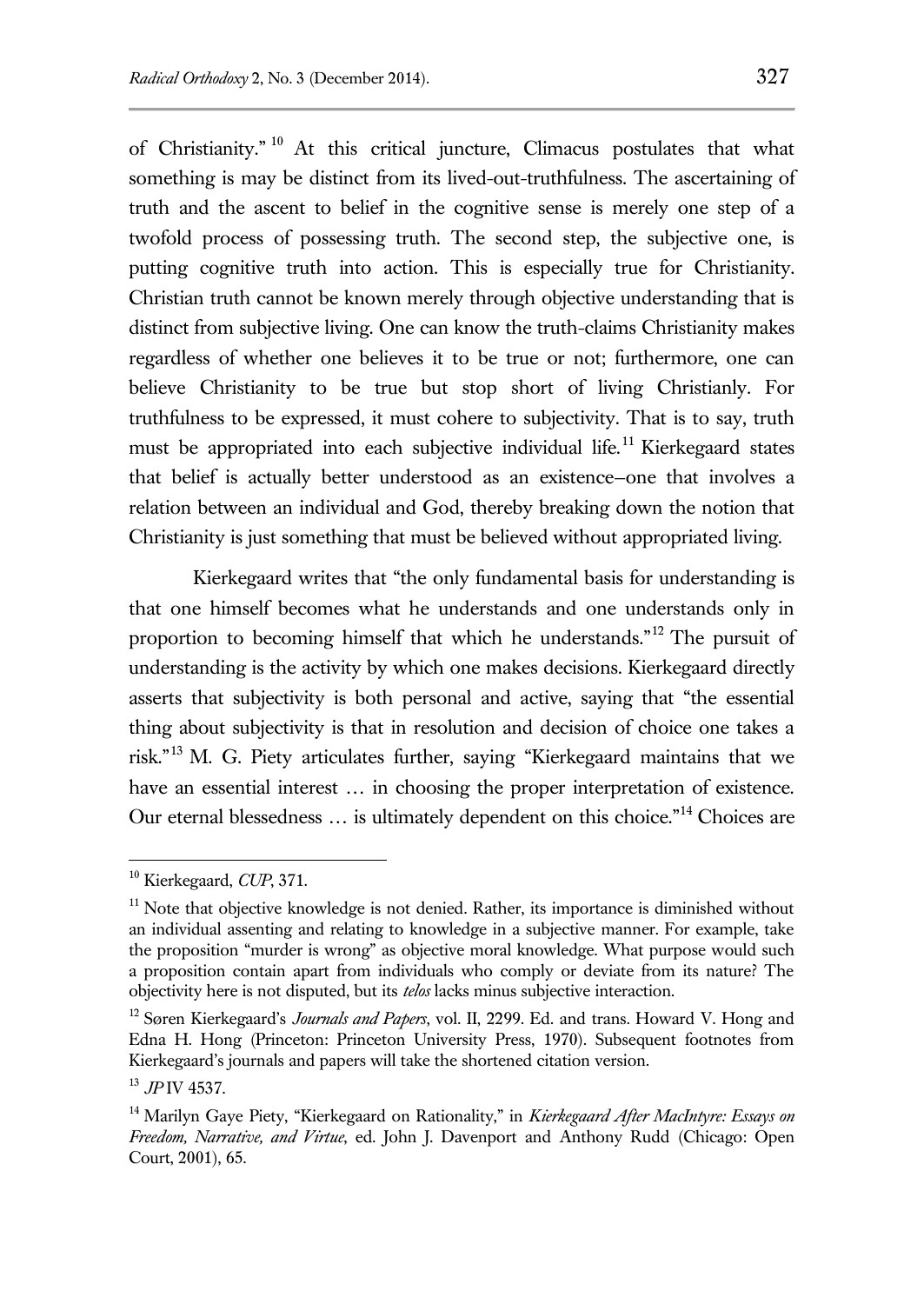of Christianity."[10] At this critical juncture, Climacus postulates that what something is may be distinct from its lived-out-truthfulness. The ascertaining of truth and the ascent to belief in the cognitive sense is merely one step of a twofold process of possessing truth. The second step, the subjective one, is putting cognitive truth into action. This is especially true for Christianity. Christian truth cannot be known merely through objective understanding that is distinct from subjective living. One can know the truth-claims Christianity makes regardless of whether one believes it to be true or not; furthermore, one can believe Christianity to be true but stop short of living Christianly. For truthfulness to be expressed, it must cohere to subjectivity. That is to say, truth must be appropriated into each subjective individual life.[11] Kierkegaard states that belief is actually better understood as an existence–one that involves a relation between an individual and God, thereby breaking down the notion that Christianity is just something that must be believed without appropriated living.

Kierkegaard writes that "the only fundamental basis for understanding is that one himself becomes what he understands and one understands only in proportion to becoming himself that which he understands."[12] The pursuit of understanding is the activity by which one makes decisions. Kierkegaard directly asserts that subjectivity is both personal and active, saying that "the essential thing about subjectivity is that in resolution and decision of choice one takes a risk."[13] M. G. Piety articulates further, saying "Kierkegaard maintains that we have an essential interest … in choosing the proper interpretation of existence. Our eternal blessedness … is ultimately dependent on this choice."[14] Choices are

---

[10] Kierkegaard, *CUP*, 371.

[11] Note that objective knowledge is not denied. Rather, its importance is diminished without an individual assenting and relating to knowledge in a subjective manner. For example, take the proposition "murder is wrong" as objective moral knowledge. What purpose would such a proposition contain apart from individuals who comply or deviate from its nature? The objectivity here is not disputed, but its *telos* lacks minus subjective interaction.

[12] Søren Kierkegaard's *Journals and Papers*, vol. II, 2299. Ed. and trans. Howard V. Hong and Edna H. Hong (Princeton: Princeton University Press, 1970). Subsequent footnotes from Kierkegaard's journals and papers will take the shortened citation version.

[13] *JP* IV 4537.

[14] Marilyn Gaye Piety, "Kierkegaard on Rationality," in *Kierkegaard After MacIntyre: Essays on Freedom, Narrative, and Virtue*, ed. John J. Davenport and Anthony Rudd (Chicago: Open Court, 2001), 65.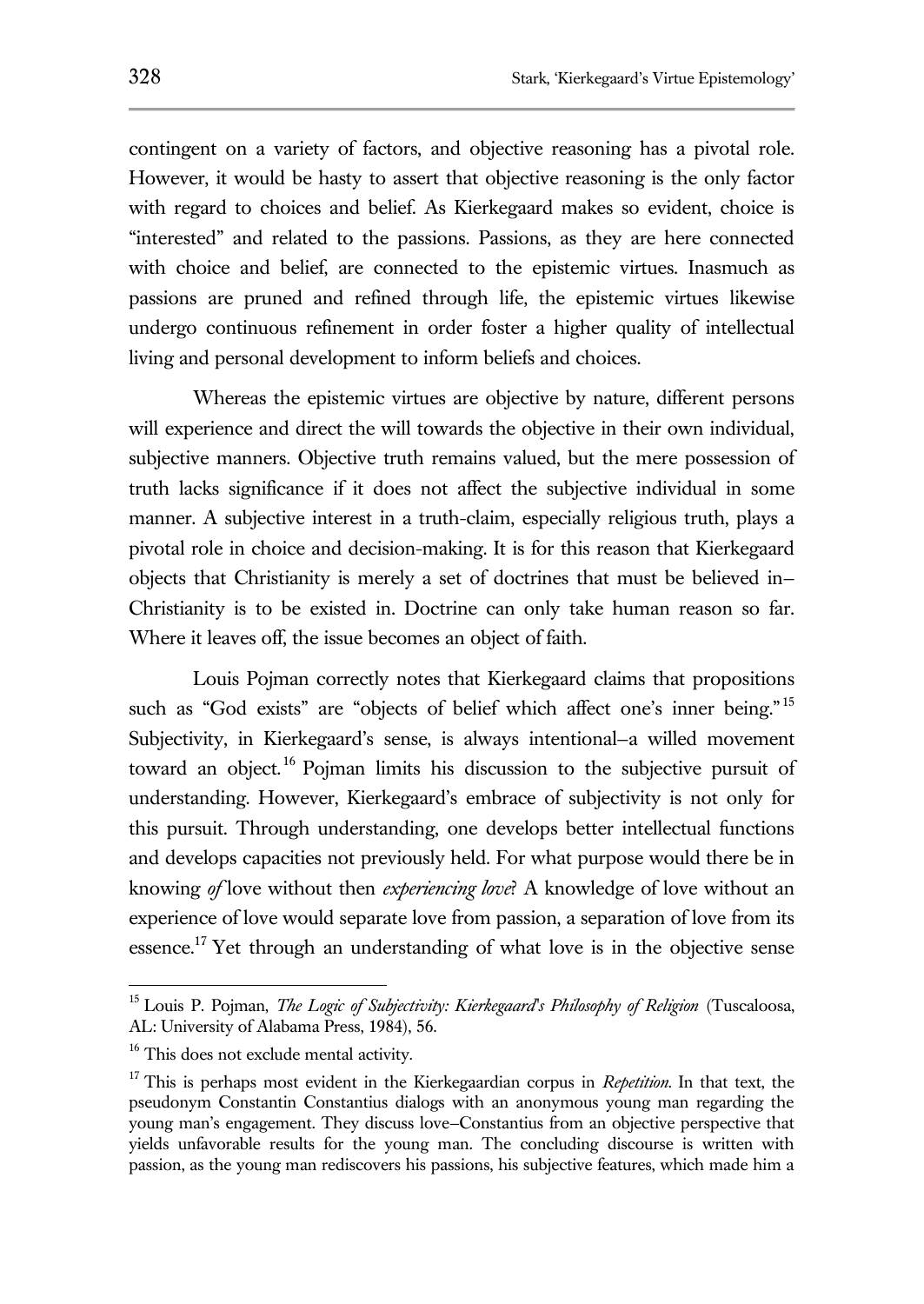contingent on a variety of factors, and objective reasoning has a pivotal role. However, it would be hasty to assert that objective reasoning is the only factor with regard to choices and belief. As Kierkegaard makes so evident, choice is "interested" and related to the passions. Passions, as they are here connected with choice and belief, are connected to the epistemic virtues. Inasmuch as passions are pruned and refined through life, the epistemic virtues likewise undergo continuous refinement in order foster a higher quality of intellectual living and personal development to inform beliefs and choices.

Whereas the epistemic virtues are objective by nature, different persons will experience and direct the will towards the objective in their own individual, subjective manners. Objective truth remains valued, but the mere possession of truth lacks significance if it does not affect the subjective individual in some manner. A subjective interest in a truth-claim, especially religious truth, plays a pivotal role in choice and decision-making. It is for this reason that Kierkegaard objects that Christianity is merely a set of doctrines that must be believed in–Christianity is to be existed in. Doctrine can only take human reason so far. Where it leaves off, the issue becomes an object of faith.

Louis Pojman correctly notes that Kierkegaard claims that propositions such as "God exists" are "objects of belief which affect one's inner being."[15] Subjectivity, in Kierkegaard's sense, is always intentional–a willed movement toward an object.[16] Pojman limits his discussion to the subjective pursuit of understanding. However, Kierkegaard's embrace of subjectivity is not only for this pursuit. Through understanding, one develops better intellectual functions and develops capacities not previously held. For what purpose would there be in knowing *of* love without then *experiencing love*? A knowledge of love without an experience of love would separate love from passion, a separation of love from its essence.[17] Yet through an understanding of what love is in the objective sense

---

[15] Louis P. Pojman, *The Logic of Subjectivity: Kierkegaard's Philosophy of Religion* (Tuscaloosa, AL: University of Alabama Press, 1984), 56.

[16] This does not exclude mental activity.

[17] This is perhaps most evident in the Kierkegaardian corpus in *Repetition*. In that text, the pseudonym Constantin Constantius dialogs with an anonymous young man regarding the young man's engagement. They discuss love–Constantius from an objective perspective that yields unfavorable results for the young man. The concluding discourse is written with passion, as the young man rediscovers his passions, his subjective features, which made him a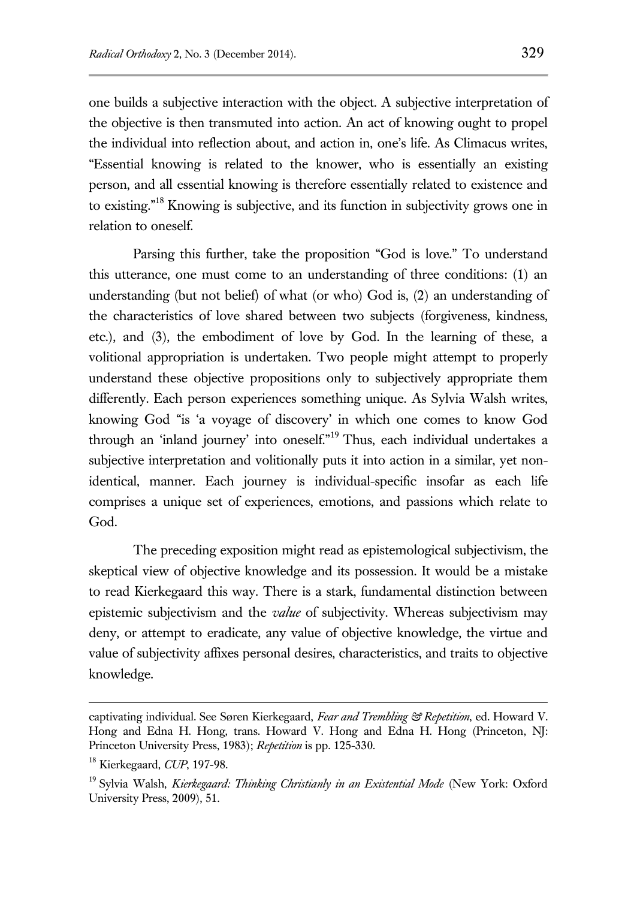one builds a subjective interaction with the object. A subjective interpretation of the objective is then transmuted into action. An act of knowing ought to propel the individual into reflection about, and action in, one's life. As Climacus writes, "Essential knowing is related to the knower, who is essentially an existing person, and all essential knowing is therefore essentially related to existence and to existing."[18] Knowing is subjective, and its function in subjectivity grows one in relation to oneself.

Parsing this further, take the proposition "God is love." To understand this utterance, one must come to an understanding of three conditions: (1) an understanding (but not belief) of what (or who) God is, (2) an understanding of the characteristics of love shared between two subjects (forgiveness, kindness, etc.), and (3), the embodiment of love by God. In the learning of these, a volitional appropriation is undertaken. Two people might attempt to properly understand these objective propositions only to subjectively appropriate them differently. Each person experiences something unique. As Sylvia Walsh writes, knowing God "is 'a voyage of discovery' in which one comes to know God through an 'inland journey' into oneself."[19] Thus, each individual undertakes a subjective interpretation and volitionally puts it into action in a similar, yet non-identical, manner. Each journey is individual-specific insofar as each life comprises a unique set of experiences, emotions, and passions which relate to God.

The preceding exposition might read as epistemological subjectivism, the skeptical view of objective knowledge and its possession. It would be a mistake to read Kierkegaard this way. There is a stark, fundamental distinction between epistemic subjectivism and the *value* of subjectivity. Whereas subjectivism may deny, or attempt to eradicate, any value of objective knowledge, the virtue and value of subjectivity affixes personal desires, characteristics, and traits to objective knowledge.

---

captivating individual. See Søren Kierkegaard, *Fear and Trembling & Repetition*, ed. Howard V. Hong and Edna H. Hong, trans. Howard V. Hong and Edna H. Hong (Princeton, NJ: Princeton University Press, 1983); *Repetition* is pp. 125-330.

[18] Kierkegaard, *CUP*, 197-98.

[19] Sylvia Walsh, *Kierkegaard: Thinking Christianly in an Existential Mode* (New York: Oxford University Press, 2009), 51.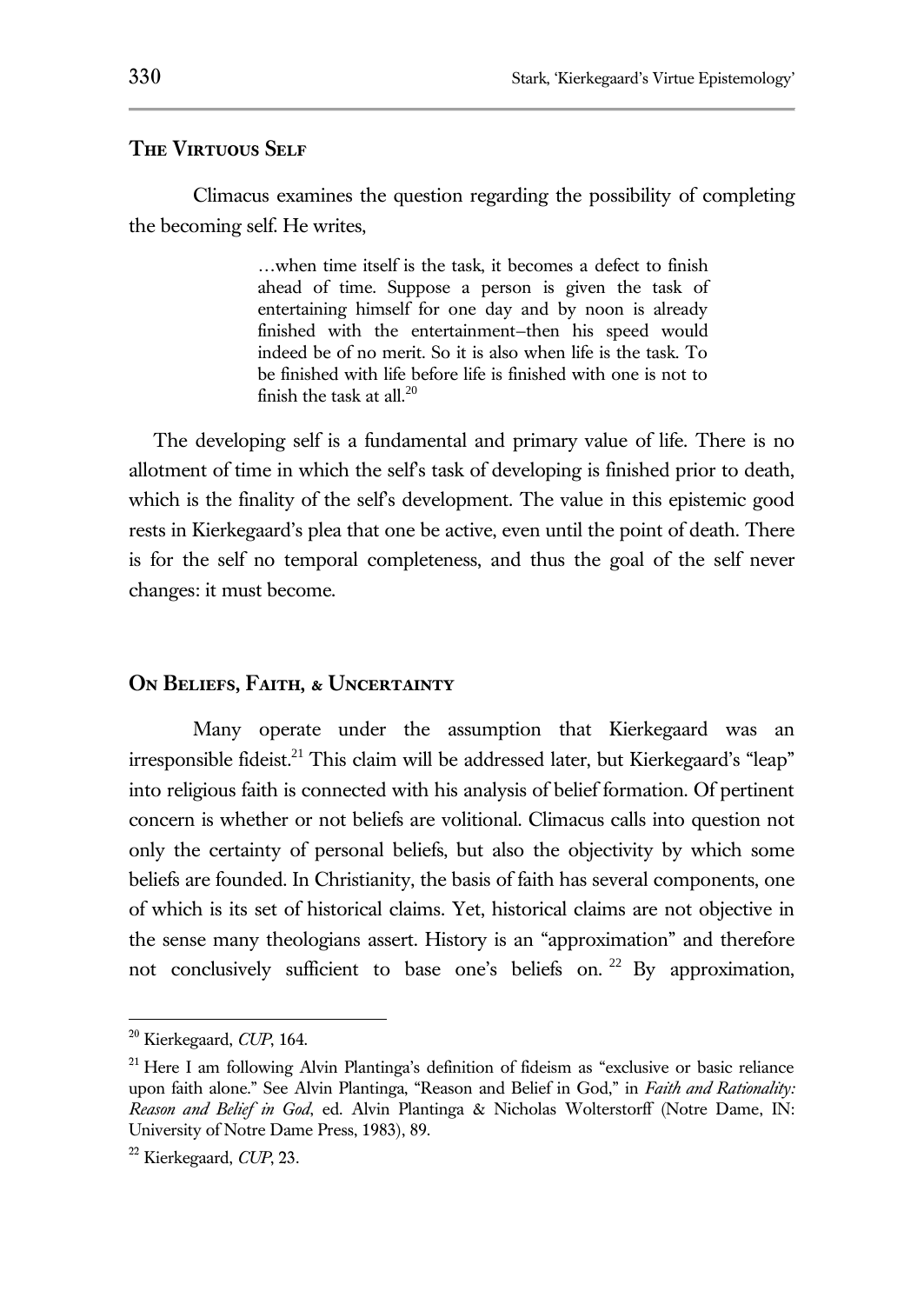## The Virtuous Self

Climacus examines the question regarding the possibility of completing the becoming self. He writes,

> …when time itself is the task, it becomes a defect to finish ahead of time. Suppose a person is given the task of entertaining himself for one day and by noon is already finished with the entertainment–then his speed would indeed be of no merit. So it is also when life is the task. To be finished with life before life is finished with one is not to finish the task at all.[20]

The developing self is a fundamental and primary value of life. There is no allotment of time in which the self's task of developing is finished prior to death, which is the finality of the self's development. The value in this epistemic good rests in Kierkegaard's plea that one be active, even until the point of death. There is for the self no temporal completeness, and thus the goal of the self never changes: it must become.

## On Beliefs, Faith, & Uncertainty

Many operate under the assumption that Kierkegaard was an irresponsible fideist.[21] This claim will be addressed later, but Kierkegaard's "leap" into religious faith is connected with his analysis of belief formation. Of pertinent concern is whether or not beliefs are volitional. Climacus calls into question not only the certainty of personal beliefs, but also the objectivity by which some beliefs are founded. In Christianity, the basis of faith has several components, one of which is its set of historical claims. Yet, historical claims are not objective in the sense many theologians assert. History is an "approximation" and therefore not conclusively sufficient to base one's beliefs on.[22] By approximation,

---

[20] Kierkegaard, *CUP*, 164.

[21] Here I am following Alvin Plantinga's definition of fideism as "exclusive or basic reliance upon faith alone." See Alvin Plantinga, "Reason and Belief in God," in *Faith and Rationality: Reason and Belief in God*, ed. Alvin Plantinga & Nicholas Wolterstorff (Notre Dame, IN: University of Notre Dame Press, 1983), 89.

[22] Kierkegaard, *CUP*, 23.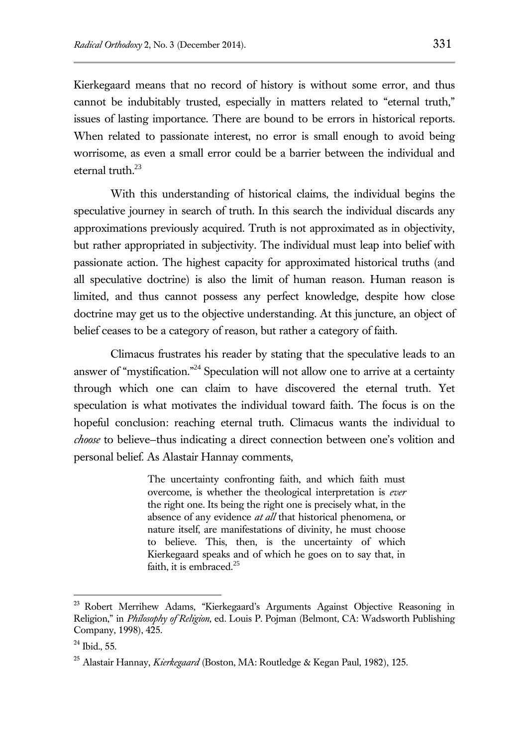Kierkegaard means that no record of history is without some error, and thus cannot be indubitably trusted, especially in matters related to "eternal truth," issues of lasting importance. There are bound to be errors in historical reports. When related to passionate interest, no error is small enough to avoid being worrisome, as even a small error could be a barrier between the individual and eternal truth.[23]

With this understanding of historical claims, the individual begins the speculative journey in search of truth. In this search the individual discards any approximations previously acquired. Truth is not approximated as in objectivity, but rather appropriated in subjectivity. The individual must leap into belief with passionate action. The highest capacity for approximated historical truths (and all speculative doctrine) is also the limit of human reason. Human reason is limited, and thus cannot possess any perfect knowledge, despite how close doctrine may get us to the objective understanding. At this juncture, an object of belief ceases to be a category of reason, but rather a category of faith.

Climacus frustrates his reader by stating that the speculative leads to an answer of "mystification."[24] Speculation will not allow one to arrive at a certainty through which one can claim to have discovered the eternal truth. Yet speculation is what motivates the individual toward faith. The focus is on the hopeful conclusion: reaching eternal truth. Climacus wants the individual to *choose* to believe–thus indicating a direct connection between one's volition and personal belief. As Alastair Hannay comments,

> The uncertainty confronting faith, and which faith must overcome, is whether the theological interpretation is *ever* the right one. Its being the right one is precisely what, in the absence of any evidence *at all* that historical phenomena, or nature itself, are manifestations of divinity, he must choose to believe. This, then, is the uncertainty of which Kierkegaard speaks and of which he goes on to say that, in faith, it is embraced.[25]

---

[23] Robert Merrihew Adams, "Kierkegaard's Arguments Against Objective Reasoning in Religion," in *Philosophy of Religion*, ed. Louis P. Pojman (Belmont, CA: Wadsworth Publishing Company, 1998), 425.

[24] Ibid., 55.

[25] Alastair Hannay, *Kierkegaard* (Boston, MA: Routledge & Kegan Paul, 1982), 125.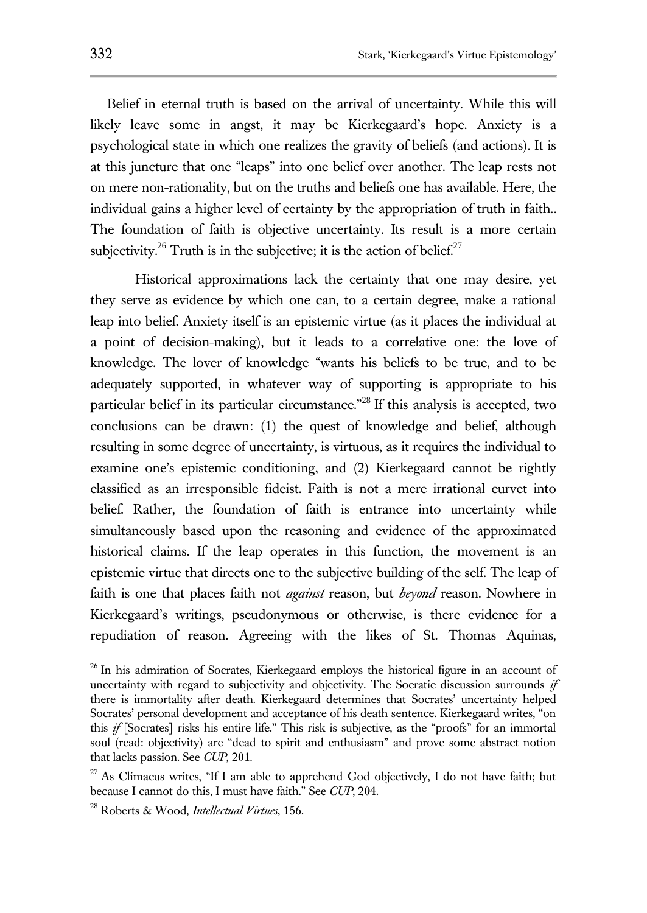Belief in eternal truth is based on the arrival of uncertainty. While this will likely leave some in angst, it may be Kierkegaard's hope. Anxiety is a psychological state in which one realizes the gravity of beliefs (and actions). It is at this juncture that one "leaps" into one belief over another. The leap rests not on mere non-rationality, but on the truths and beliefs one has available. Here, the individual gains a higher level of certainty by the appropriation of truth in faith.. The foundation of faith is objective uncertainty. Its result is a more certain subjectivity.[26] Truth is in the subjective; it is the action of belief.[27]

Historical approximations lack the certainty that one may desire, yet they serve as evidence by which one can, to a certain degree, make a rational leap into belief. Anxiety itself is an epistemic virtue (as it places the individual at a point of decision-making), but it leads to a correlative one: the love of knowledge. The lover of knowledge "wants his beliefs to be true, and to be adequately supported, in whatever way of supporting is appropriate to his particular belief in its particular circumstance."[28] If this analysis is accepted, two conclusions can be drawn: (1) the quest of knowledge and belief, although resulting in some degree of uncertainty, is virtuous, as it requires the individual to examine one's epistemic conditioning, and (2) Kierkegaard cannot be rightly classified as an irresponsible fideist. Faith is not a mere irrational curvet into belief. Rather, the foundation of faith is entrance into uncertainty while simultaneously based upon the reasoning and evidence of the approximated historical claims. If the leap operates in this function, the movement is an epistemic virtue that directs one to the subjective building of the self. The leap of faith is one that places faith not *against* reason, but *beyond* reason. Nowhere in Kierkegaard's writings, pseudonymous or otherwise, is there evidence for a repudiation of reason. Agreeing with the likes of St. Thomas Aquinas,

---

[26] In his admiration of Socrates, Kierkegaard employs the historical figure in an account of uncertainty with regard to subjectivity and objectivity. The Socratic discussion surrounds *if* there is immortality after death. Kierkegaard determines that Socrates' uncertainty helped Socrates' personal development and acceptance of his death sentence. Kierkegaard writes, "on this *if* [Socrates] risks his entire life." This risk is subjective, as the "proofs" for an immortal soul (read: objectivity) are "dead to spirit and enthusiasm" and prove some abstract notion that lacks passion. See *CUP*, 201.

[27] As Climacus writes, "If I am able to apprehend God objectively, I do not have faith; but because I cannot do this, I must have faith." See *CUP*, 204.

[28] Roberts & Wood, *Intellectual Virtues*, 156.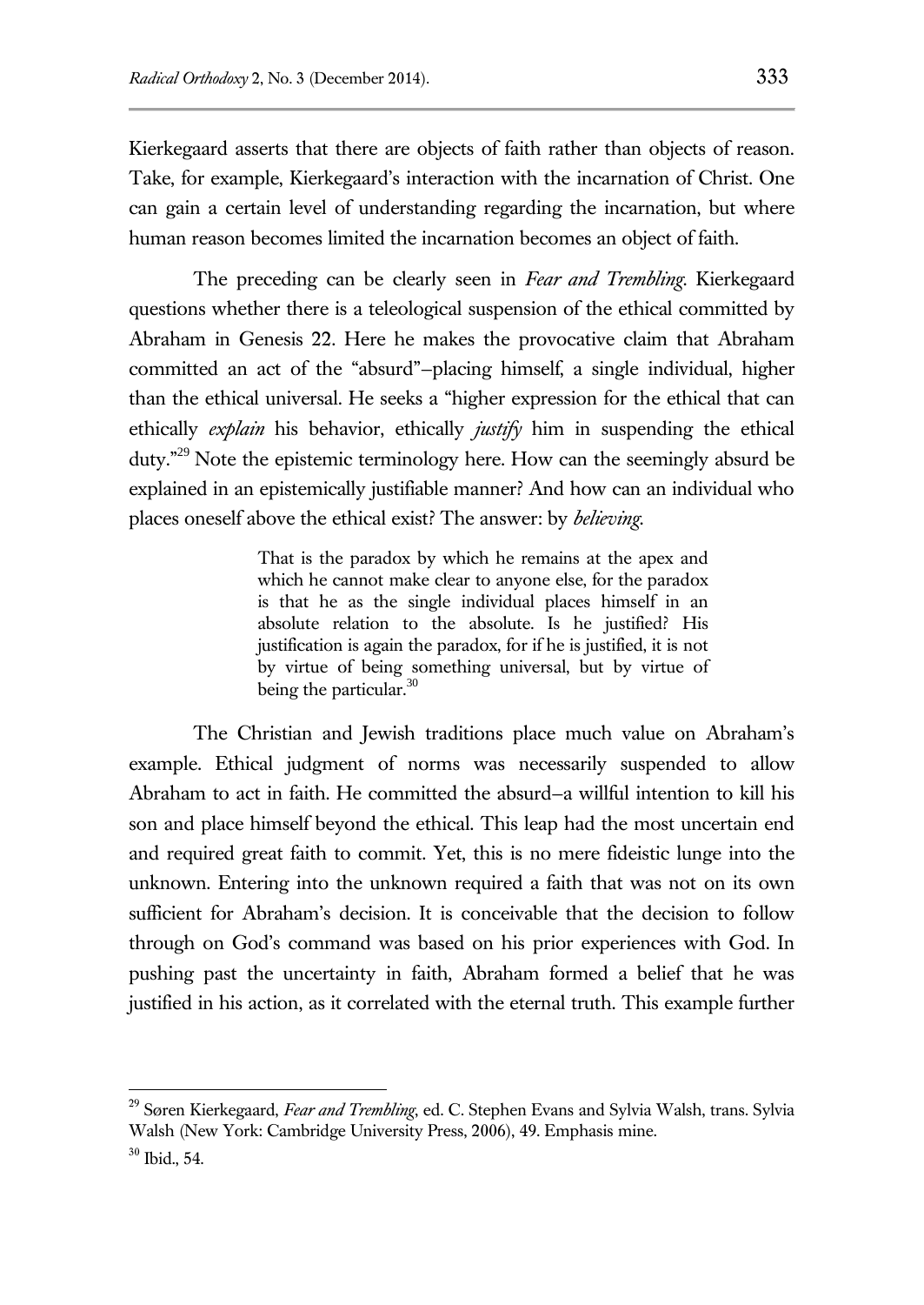Kierkegaard asserts that there are objects of faith rather than objects of reason. Take, for example, Kierkegaard's interaction with the incarnation of Christ. One can gain a certain level of understanding regarding the incarnation, but where human reason becomes limited the incarnation becomes an object of faith.

The preceding can be clearly seen in *Fear and Trembling*. Kierkegaard questions whether there is a teleological suspension of the ethical committed by Abraham in Genesis 22. Here he makes the provocative claim that Abraham committed an act of the "absurd"–placing himself, a single individual, higher than the ethical universal. He seeks a "higher expression for the ethical that can ethically *explain* his behavior, ethically *justify* him in suspending the ethical duty."[29] Note the epistemic terminology here. How can the seemingly absurd be explained in an epistemically justifiable manner? And how can an individual who places oneself above the ethical exist? The answer: by *believing*.

> That is the paradox by which he remains at the apex and which he cannot make clear to anyone else, for the paradox is that he as the single individual places himself in an absolute relation to the absolute. Is he justified? His justification is again the paradox, for if he is justified, it is not by virtue of being something universal, but by virtue of being the particular.[30]

The Christian and Jewish traditions place much value on Abraham's example. Ethical judgment of norms was necessarily suspended to allow Abraham to act in faith. He committed the absurd–a willful intention to kill his son and place himself beyond the ethical. This leap had the most uncertain end and required great faith to commit. Yet, this is no mere fideistic lunge into the unknown. Entering into the unknown required a faith that was not on its own sufficient for Abraham's decision. It is conceivable that the decision to follow through on God's command was based on his prior experiences with God. In pushing past the uncertainty in faith, Abraham formed a belief that he was justified in his action, as it correlated with the eternal truth. This example further

---

[29] Søren Kierkegaard, *Fear and Trembling*, ed. C. Stephen Evans and Sylvia Walsh, trans. Sylvia Walsh (New York: Cambridge University Press, 2006), 49. Emphasis mine.

[30] Ibid., 54.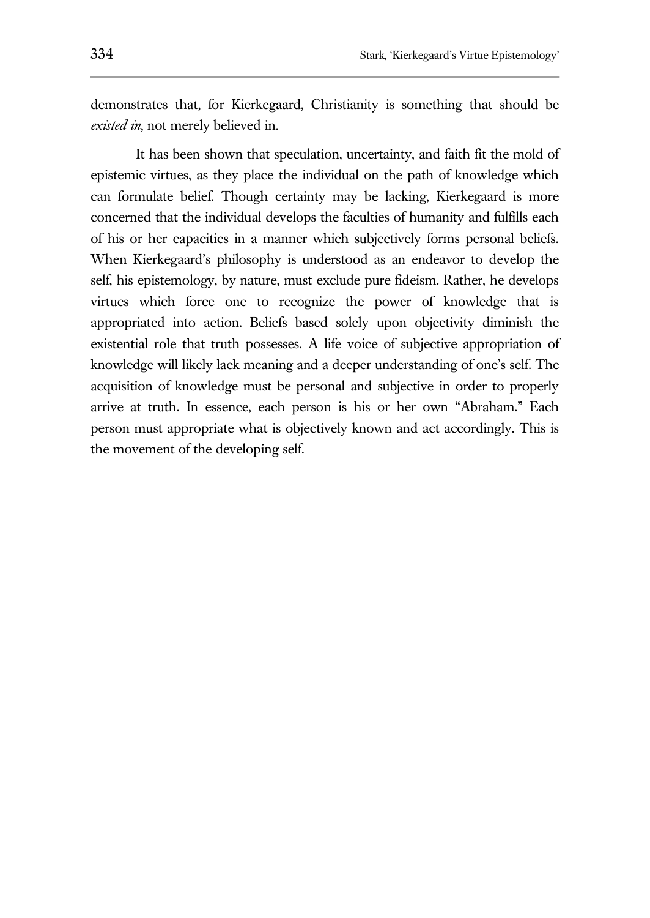demonstrates that, for Kierkegaard, Christianity is something that should be *existed in*, not merely believed in.

It has been shown that speculation, uncertainty, and faith fit the mold of epistemic virtues, as they place the individual on the path of knowledge which can formulate belief. Though certainty may be lacking, Kierkegaard is more concerned that the individual develops the faculties of humanity and fulfills each of his or her capacities in a manner which subjectively forms personal beliefs. When Kierkegaard's philosophy is understood as an endeavor to develop the self, his epistemology, by nature, must exclude pure fideism. Rather, he develops virtues which force one to recognize the power of knowledge that is appropriated into action. Beliefs based solely upon objectivity diminish the existential role that truth possesses. A life voice of subjective appropriation of knowledge will likely lack meaning and a deeper understanding of one's self. The acquisition of knowledge must be personal and subjective in order to properly arrive at truth. In essence, each person is his or her own "Abraham." Each person must appropriate what is objectively known and act accordingly. This is the movement of the developing self.